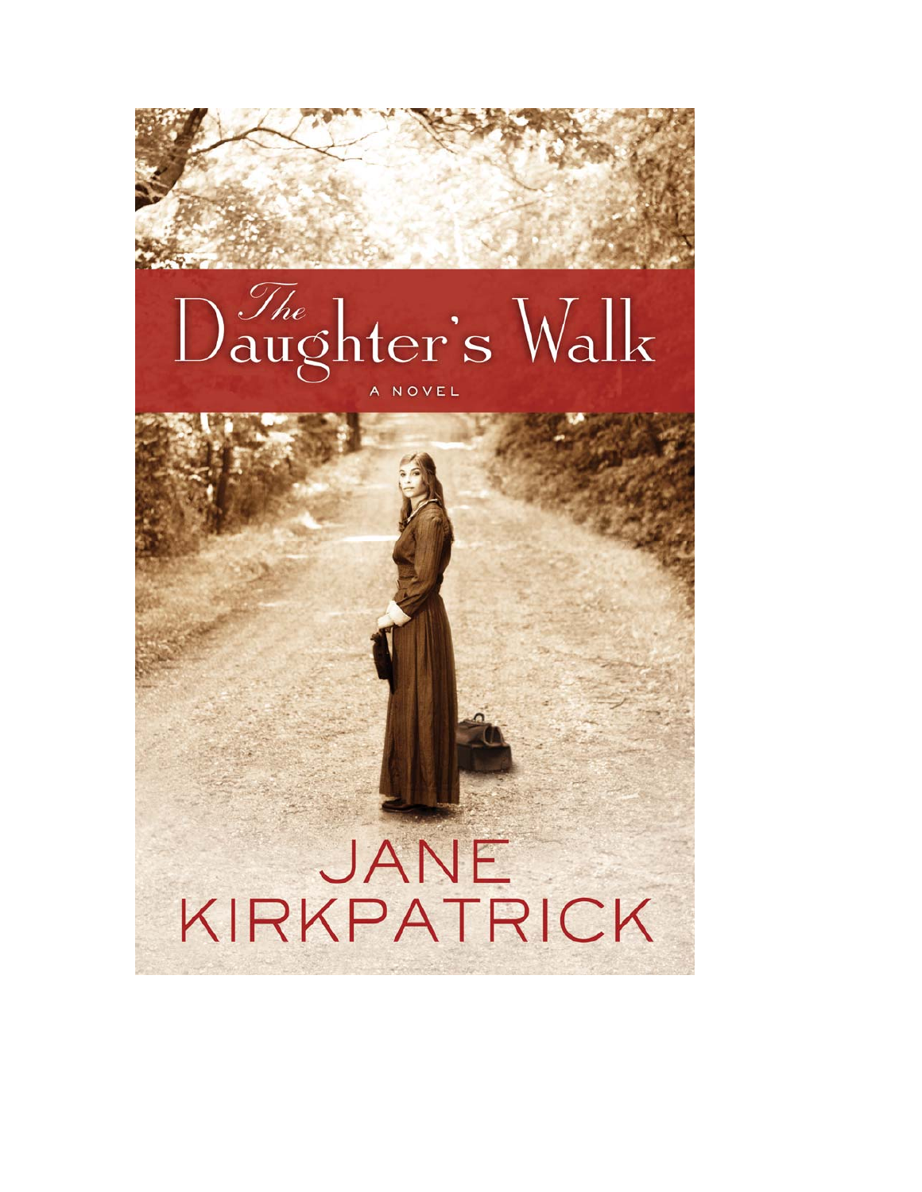# The Daughter's Walk

A NOVEL

JANE KIRKPATRICK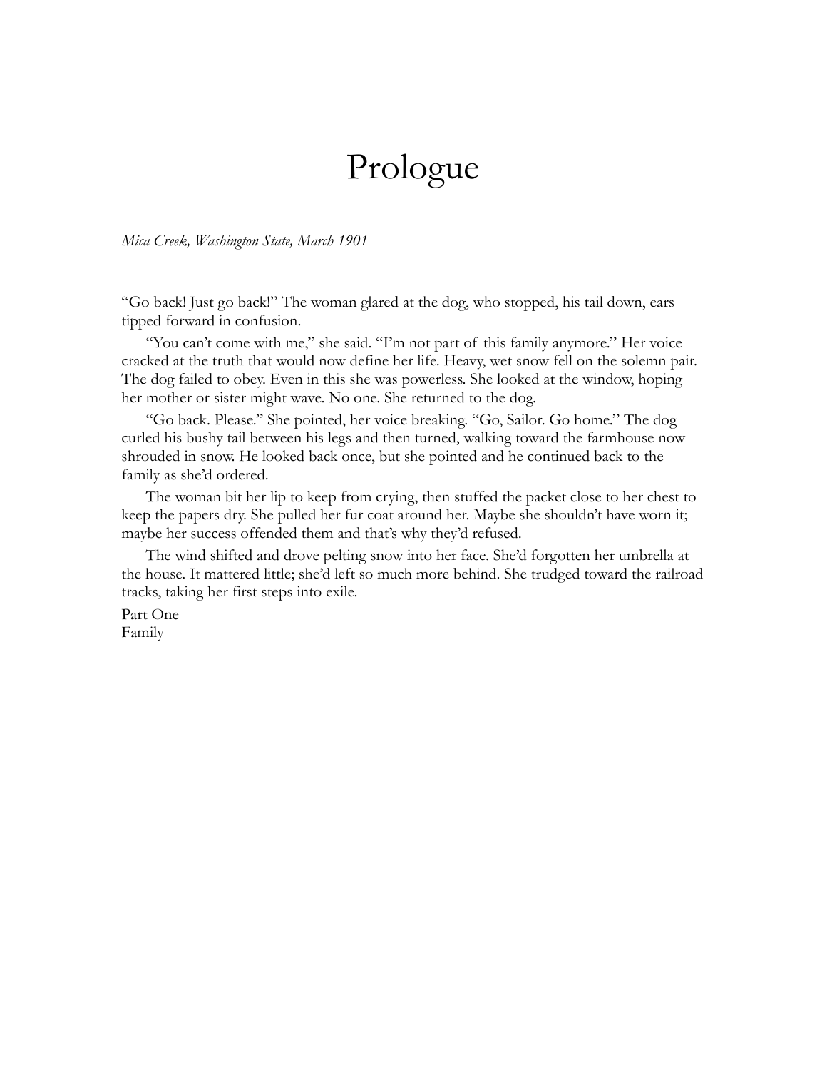# Prologue

*Mica Creek, Washington State, March 1901*

"Go back! Just go back!" The woman glared at the dog, who stopped, his tail down, ears tipped forward in confusion.

"You can't come with me," she said. "I'm not part of this family anymore." Her voice cracked at the truth that would now define her life. Heavy, wet snow fell on the solemn pair. The dog failed to obey. Even in this she was powerless. She looked at the window, hoping her mother or sister might wave. No one. She returned to the dog.

"Go back. Please." She pointed, her voice breaking. "Go, Sailor. Go home." The dog curled his bushy tail between his legs and then turned, walking toward the farmhouse now shrouded in snow. He looked back once, but she pointed and he continued back to the family as she'd ordered.

The woman bit her lip to keep from crying, then stuffed the packet close to her chest to keep the papers dry. She pulled her fur coat around her. Maybe she shouldn't have worn it; maybe her success offended them and that's why they'd refused.

The wind shifted and drove pelting snow into her face. She'd forgotten her umbrella at the house. It mattered little; she'd left so much more behind. She trudged toward the railroad tracks, taking her first steps into exile.

Part One
Family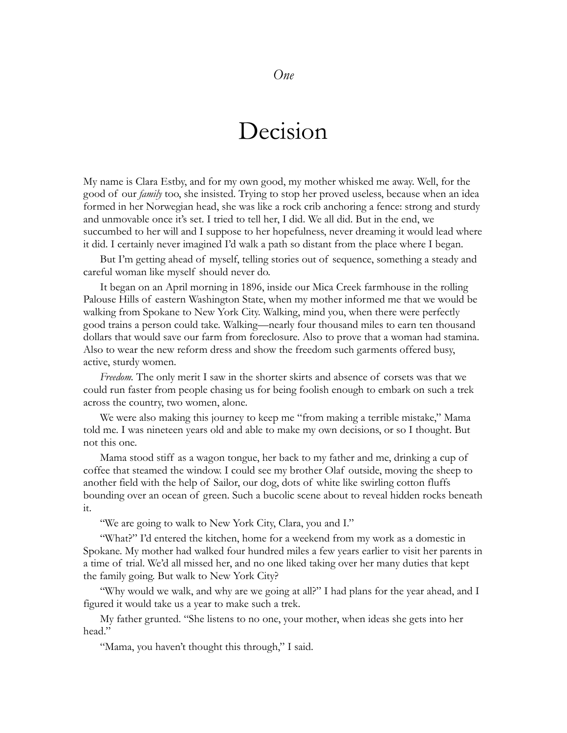*One*

# Decision

My name is Clara Estby, and for my own good, my mother whisked me away. Well, for the good of our *family* too, she insisted. Trying to stop her proved useless, because when an idea formed in her Norwegian head, she was like a rock crib anchoring a fence: strong and sturdy and unmovable once it's set. I tried to tell her, I did. We all did. But in the end, we succumbed to her will and I suppose to her hopefulness, never dreaming it would lead where it did. I certainly never imagined I'd walk a path so distant from the place where I began.

But I'm getting ahead of myself, telling stories out of sequence, something a steady and careful woman like myself should never do.

It began on an April morning in 1896, inside our Mica Creek farmhouse in the rolling Palouse Hills of eastern Washington State, when my mother informed me that we would be walking from Spokane to New York City. Walking, mind you, when there were perfectly good trains a person could take. Walking—nearly four thousand miles to earn ten thousand dollars that would save our farm from foreclosure. Also to prove that a woman had stamina. Also to wear the new reform dress and show the freedom such garments offered busy, active, sturdy women.

*Freedom.* The only merit I saw in the shorter skirts and absence of corsets was that we could run faster from people chasing us for being foolish enough to embark on such a trek across the country, two women, alone.

We were also making this journey to keep me "from making a terrible mistake," Mama told me. I was nineteen years old and able to make my own decisions, or so I thought. But not this one.

Mama stood stiff as a wagon tongue, her back to my father and me, drinking a cup of coffee that steamed the window. I could see my brother Olaf outside, moving the sheep to another field with the help of Sailor, our dog, dots of white like swirling cotton fluffs bounding over an ocean of green. Such a bucolic scene about to reveal hidden rocks beneath it.

"We are going to walk to New York City, Clara, you and I."

"What?" I'd entered the kitchen, home for a weekend from my work as a domestic in Spokane. My mother had walked four hundred miles a few years earlier to visit her parents in a time of trial. We'd all missed her, and no one liked taking over her many duties that kept the family going. But walk to New York City?

"Why would we walk, and why are we going at all?" I had plans for the year ahead, and I figured it would take us a year to make such a trek.

My father grunted. "She listens to no one, your mother, when ideas she gets into her head."

"Mama, you haven't thought this through," I said.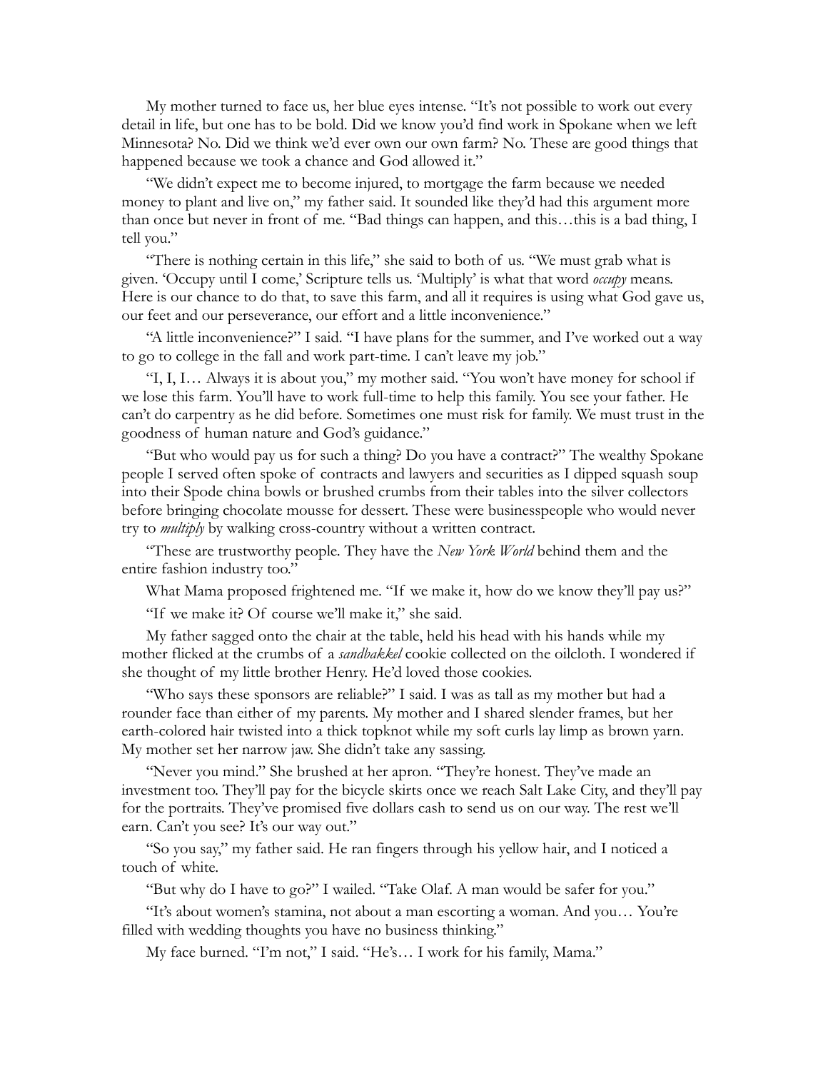My mother turned to face us, her blue eyes intense. "It's not possible to work out every detail in life, but one has to be bold. Did we know you'd find work in Spokane when we left Minnesota? No. Did we think we'd ever own our own farm? No. These are good things that happened because we took a chance and God allowed it."

"We didn't expect me to become injured, to mortgage the farm because we needed money to plant and live on," my father said. It sounded like they'd had this argument more than once but never in front of me. "Bad things can happen, and this…this is a bad thing, I tell you."

"There is nothing certain in this life," she said to both of us. "We must grab what is given. 'Occupy until I come,' Scripture tells us. 'Multiply' is what that word *occupy* means. Here is our chance to do that, to save this farm, and all it requires is using what God gave us, our feet and our perseverance, our effort and a little inconvenience."

"A little inconvenience?" I said. "I have plans for the summer, and I've worked out a way to go to college in the fall and work part-time. I can't leave my job."

"I, I, I… Always it is about you," my mother said. "You won't have money for school if we lose this farm. You'll have to work full-time to help this family. You see your father. He can't do carpentry as he did before. Sometimes one must risk for family. We must trust in the goodness of human nature and God's guidance."

"But who would pay us for such a thing? Do you have a contract?" The wealthy Spokane people I served often spoke of contracts and lawyers and securities as I dipped squash soup into their Spode china bowls or brushed crumbs from their tables into the silver collectors before bringing chocolate mousse for dessert. These were businesspeople who would never try to *multiply* by walking cross-country without a written contract.

"These are trustworthy people. They have the *New York World* behind them and the entire fashion industry too."

What Mama proposed frightened me. "If we make it, how do we know they'll pay us?"

"If we make it? Of course we'll make it," she said.

My father sagged onto the chair at the table, held his head with his hands while my mother flicked at the crumbs of a *sandbakkel* cookie collected on the oilcloth. I wondered if she thought of my little brother Henry. He'd loved those cookies.

"Who says these sponsors are reliable?" I said. I was as tall as my mother but had a rounder face than either of my parents. My mother and I shared slender frames, but her earth-colored hair twisted into a thick topknot while my soft curls lay limp as brown yarn. My mother set her narrow jaw. She didn't take any sassing.

"Never you mind." She brushed at her apron. "They're honest. They've made an investment too. They'll pay for the bicycle skirts once we reach Salt Lake City, and they'll pay for the portraits. They've promised five dollars cash to send us on our way. The rest we'll earn. Can't you see? It's our way out."

"So you say," my father said. He ran fingers through his yellow hair, and I noticed a touch of white.

"But why do I have to go?" I wailed. "Take Olaf. A man would be safer for you."

"It's about women's stamina, not about a man escorting a woman. And you… You're filled with wedding thoughts you have no business thinking."

My face burned. "I'm not," I said. "He's… I work for his family, Mama."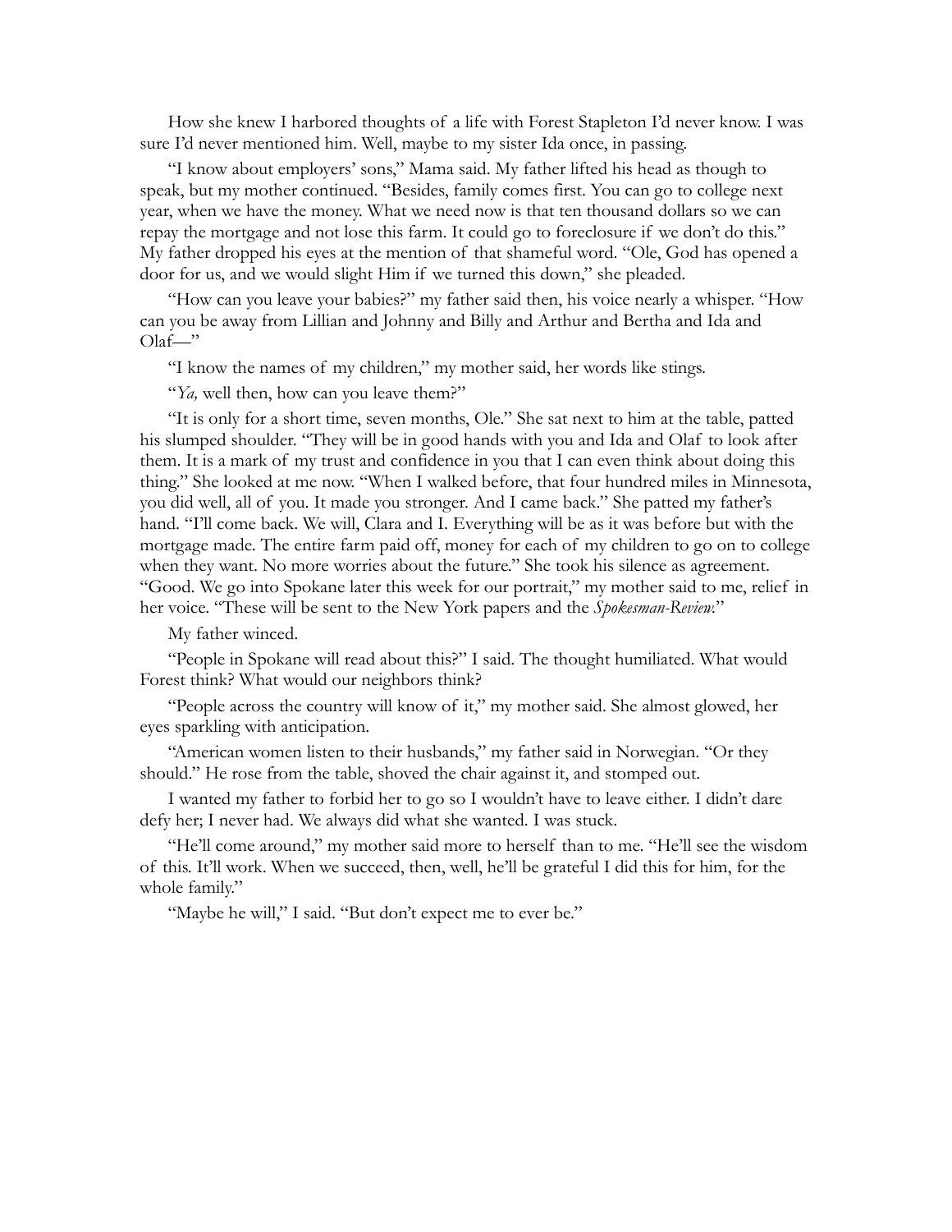How she knew I harbored thoughts of a life with Forest Stapleton I'd never know. I was sure I'd never mentioned him. Well, maybe to my sister Ida once, in passing.

"I know about employers' sons," Mama said. My father lifted his head as though to speak, but my mother continued. "Besides, family comes first. You can go to college next year, when we have the money. What we need now is that ten thousand dollars so we can repay the mortgage and not lose this farm. It could go to foreclosure if we don't do this." My father dropped his eyes at the mention of that shameful word. "Ole, God has opened a door for us, and we would slight Him if we turned this down," she pleaded.

"How can you leave your babies?" my father said then, his voice nearly a whisper. "How can you be away from Lillian and Johnny and Billy and Arthur and Bertha and Ida and Olaf—"

"I know the names of my children," my mother said, her words like stings.

"*Ya,* well then, how can you leave them?"

"It is only for a short time, seven months, Ole." She sat next to him at the table, patted his slumped shoulder. "They will be in good hands with you and Ida and Olaf to look after them. It is a mark of my trust and confidence in you that I can even think about doing this thing." She looked at me now. "When I walked before, that four hundred miles in Minnesota, you did well, all of you. It made you stronger. And I came back." She patted my father's hand. "I'll come back. We will, Clara and I. Everything will be as it was before but with the mortgage made. The entire farm paid off, money for each of my children to go on to college when they want. No more worries about the future." She took his silence as agreement. "Good. We go into Spokane later this week for our portrait," my mother said to me, relief in her voice. "These will be sent to the New York papers and the *Spokesman-Review.*"

My father winced.

"People in Spokane will read about this?" I said. The thought humiliated. What would Forest think? What would our neighbors think?

"People across the country will know of it," my mother said. She almost glowed, her eyes sparkling with anticipation.

"American women listen to their husbands," my father said in Norwegian. "Or they should." He rose from the table, shoved the chair against it, and stomped out.

I wanted my father to forbid her to go so I wouldn't have to leave either. I didn't dare defy her; I never had. We always did what she wanted. I was stuck.

"He'll come around," my mother said more to herself than to me. "He'll see the wisdom of this. It'll work. When we succeed, then, well, he'll be grateful I did this for him, for the whole family."

"Maybe he will," I said. "But don't expect me to ever be."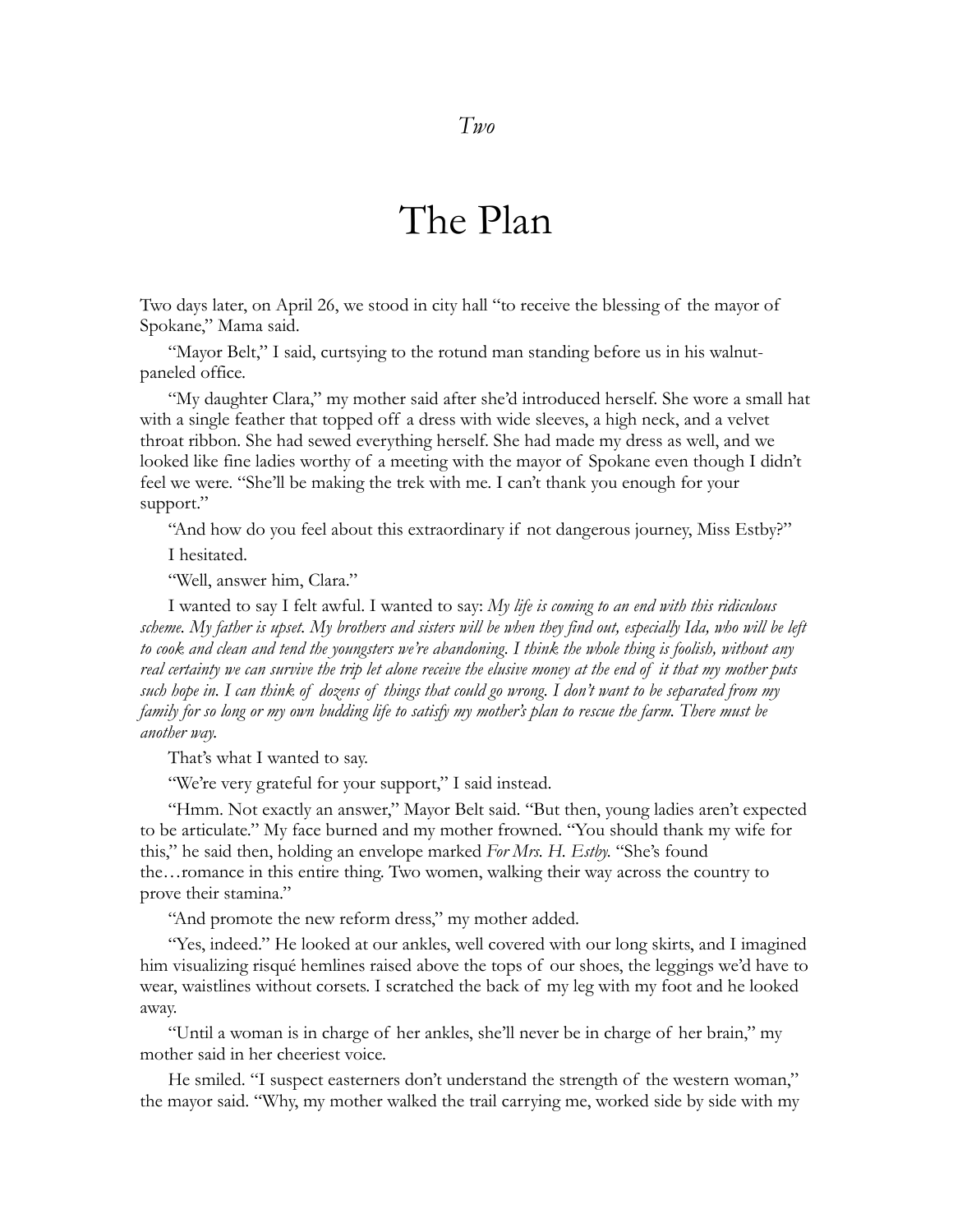*Two*

# The Plan

Two days later, on April 26, we stood in city hall "to receive the blessing of the mayor of Spokane," Mama said.

"Mayor Belt," I said, curtsying to the rotund man standing before us in his walnut-paneled office.

"My daughter Clara," my mother said after she'd introduced herself. She wore a small hat with a single feather that topped off a dress with wide sleeves, a high neck, and a velvet throat ribbon. She had sewed everything herself. She had made my dress as well, and we looked like fine ladies worthy of a meeting with the mayor of Spokane even though I didn't feel we were. "She'll be making the trek with me. I can't thank you enough for your support."

"And how do you feel about this extraordinary if not dangerous journey, Miss Estby?"

I hesitated.

"Well, answer him, Clara."

I wanted to say I felt awful. I wanted to say: *My life is coming to an end with this ridiculous scheme. My father is upset. My brothers and sisters will be when they find out, especially Ida, who will be left to cook and clean and tend the youngsters we're abandoning. I think the whole thing is foolish, without any real certainty we can survive the trip let alone receive the elusive money at the end of it that my mother puts such hope in. I can think of dozens of things that could go wrong. I don't want to be separated from my family for so long or my own budding life to satisfy my mother's plan to rescue the farm. There must be another way.*

That's what I wanted to say.

"We're very grateful for your support," I said instead.

"Hmm. Not exactly an answer," Mayor Belt said. "But then, young ladies aren't expected to be articulate." My face burned and my mother frowned. "You should thank my wife for this," he said then, holding an envelope marked *For Mrs. H. Estby.* "She's found the…romance in this entire thing. Two women, walking their way across the country to prove their stamina."

"And promote the new reform dress," my mother added.

"Yes, indeed." He looked at our ankles, well covered with our long skirts, and I imagined him visualizing risqué hemlines raised above the tops of our shoes, the leggings we'd have to wear, waistlines without corsets. I scratched the back of my leg with my foot and he looked away.

"Until a woman is in charge of her ankles, she'll never be in charge of her brain," my mother said in her cheeriest voice.

He smiled. "I suspect easterners don't understand the strength of the western woman," the mayor said. "Why, my mother walked the trail carrying me, worked side by side with my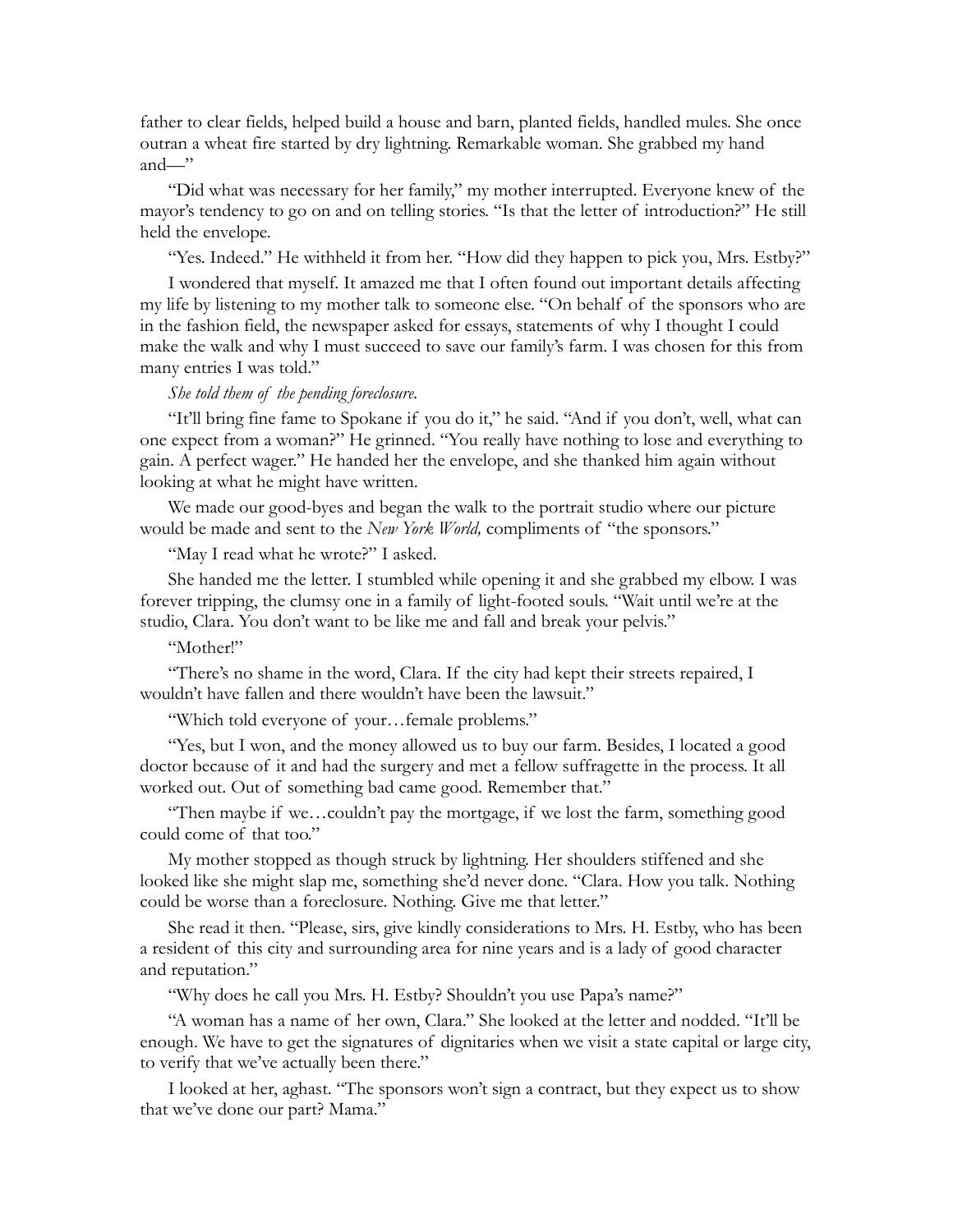father to clear fields, helped build a house and barn, planted fields, handled mules. She once outran a wheat fire started by dry lightning. Remarkable woman. She grabbed my hand and—"

"Did what was necessary for her family," my mother interrupted. Everyone knew of the mayor's tendency to go on and on telling stories. "Is that the letter of introduction?" He still held the envelope.

"Yes. Indeed." He withheld it from her. "How did they happen to pick you, Mrs. Estby?"

I wondered that myself. It amazed me that I often found out important details affecting my life by listening to my mother talk to someone else. "On behalf of the sponsors who are in the fashion field, the newspaper asked for essays, statements of why I thought I could make the walk and why I must succeed to save our family's farm. I was chosen for this from many entries I was told."

*She told them of the pending foreclosure.*

"It'll bring fine fame to Spokane if you do it," he said. "And if you don't, well, what can one expect from a woman?" He grinned. "You really have nothing to lose and everything to gain. A perfect wager." He handed her the envelope, and she thanked him again without looking at what he might have written.

We made our good-byes and began the walk to the portrait studio where our picture would be made and sent to the *New York World,* compliments of "the sponsors."

"May I read what he wrote?" I asked.

She handed me the letter. I stumbled while opening it and she grabbed my elbow. I was forever tripping, the clumsy one in a family of light-footed souls. "Wait until we're at the studio, Clara. You don't want to be like me and fall and break your pelvis."

"Mother!"

"There's no shame in the word, Clara. If the city had kept their streets repaired, I wouldn't have fallen and there wouldn't have been the lawsuit."

"Which told everyone of your…female problems."

"Yes, but I won, and the money allowed us to buy our farm. Besides, I located a good doctor because of it and had the surgery and met a fellow suffragette in the process. It all worked out. Out of something bad came good. Remember that."

"Then maybe if we…couldn't pay the mortgage, if we lost the farm, something good could come of that too."

My mother stopped as though struck by lightning. Her shoulders stiffened and she looked like she might slap me, something she'd never done. "Clara. How you talk. Nothing could be worse than a foreclosure. Nothing. Give me that letter."

She read it then. "Please, sirs, give kindly considerations to Mrs. H. Estby, who has been a resident of this city and surrounding area for nine years and is a lady of good character and reputation."

"Why does he call you Mrs. H. Estby? Shouldn't you use Papa's name?"

"A woman has a name of her own, Clara." She looked at the letter and nodded. "It'll be enough. We have to get the signatures of dignitaries when we visit a state capital or large city, to verify that we've actually been there."

I looked at her, aghast. "The sponsors won't sign a contract, but they expect us to show that we've done our part? Mama."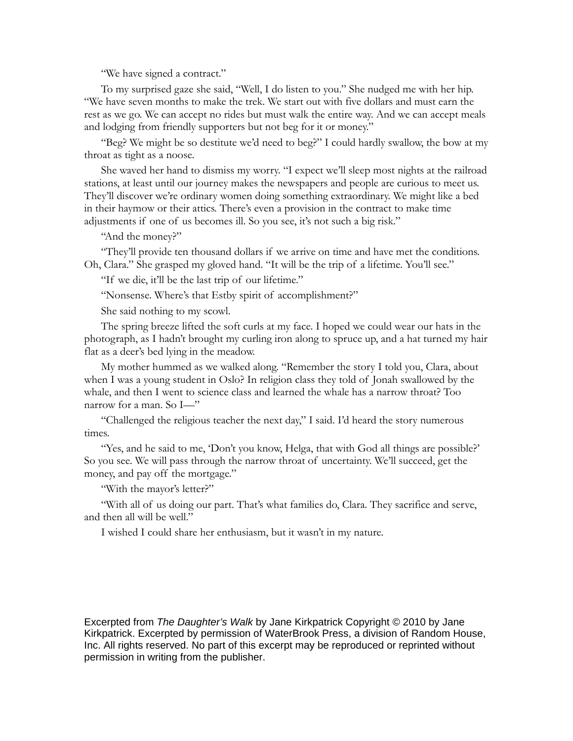"We have signed a contract."

To my surprised gaze she said, "Well, I do listen to you." She nudged me with her hip. "We have seven months to make the trek. We start out with five dollars and must earn the rest as we go. We can accept no rides but must walk the entire way. And we can accept meals and lodging from friendly supporters but not beg for it or money."

"Beg? We might be so destitute we'd need to beg?" I could hardly swallow, the bow at my throat as tight as a noose.

She waved her hand to dismiss my worry. "I expect we'll sleep most nights at the railroad stations, at least until our journey makes the newspapers and people are curious to meet us. They'll discover we're ordinary women doing something extraordinary. We might like a bed in their haymow or their attics. There's even a provision in the contract to make time adjustments if one of us becomes ill. So you see, it's not such a big risk."

"And the money?"

"They'll provide ten thousand dollars if we arrive on time and have met the conditions. Oh, Clara." She grasped my gloved hand. "It will be the trip of a lifetime. You'll see."

"If we die, it'll be the last trip of our lifetime."

"Nonsense. Where's that Estby spirit of accomplishment?"

She said nothing to my scowl.

The spring breeze lifted the soft curls at my face. I hoped we could wear our hats in the photograph, as I hadn't brought my curling iron along to spruce up, and a hat turned my hair flat as a deer's bed lying in the meadow.

My mother hummed as we walked along. "Remember the story I told you, Clara, about when I was a young student in Oslo? In religion class they told of Jonah swallowed by the whale, and then I went to science class and learned the whale has a narrow throat? Too narrow for a man. So I—"

"Challenged the religious teacher the next day," I said. I'd heard the story numerous times.

"Yes, and he said to me, 'Don't you know, Helga, that with God all things are possible?' So you see. We will pass through the narrow throat of uncertainty. We'll succeed, get the money, and pay off the mortgage."

"With the mayor's letter?"

"With all of us doing our part. That's what families do, Clara. They sacrifice and serve, and then all will be well."

I wished I could share her enthusiasm, but it wasn't in my nature.

Excerpted from *The Daughter's Walk* by Jane Kirkpatrick Copyright © 2010 by Jane Kirkpatrick. Excerpted by permission of WaterBrook Press, a division of Random House, Inc. All rights reserved. No part of this excerpt may be reproduced or reprinted without permission in writing from the publisher.